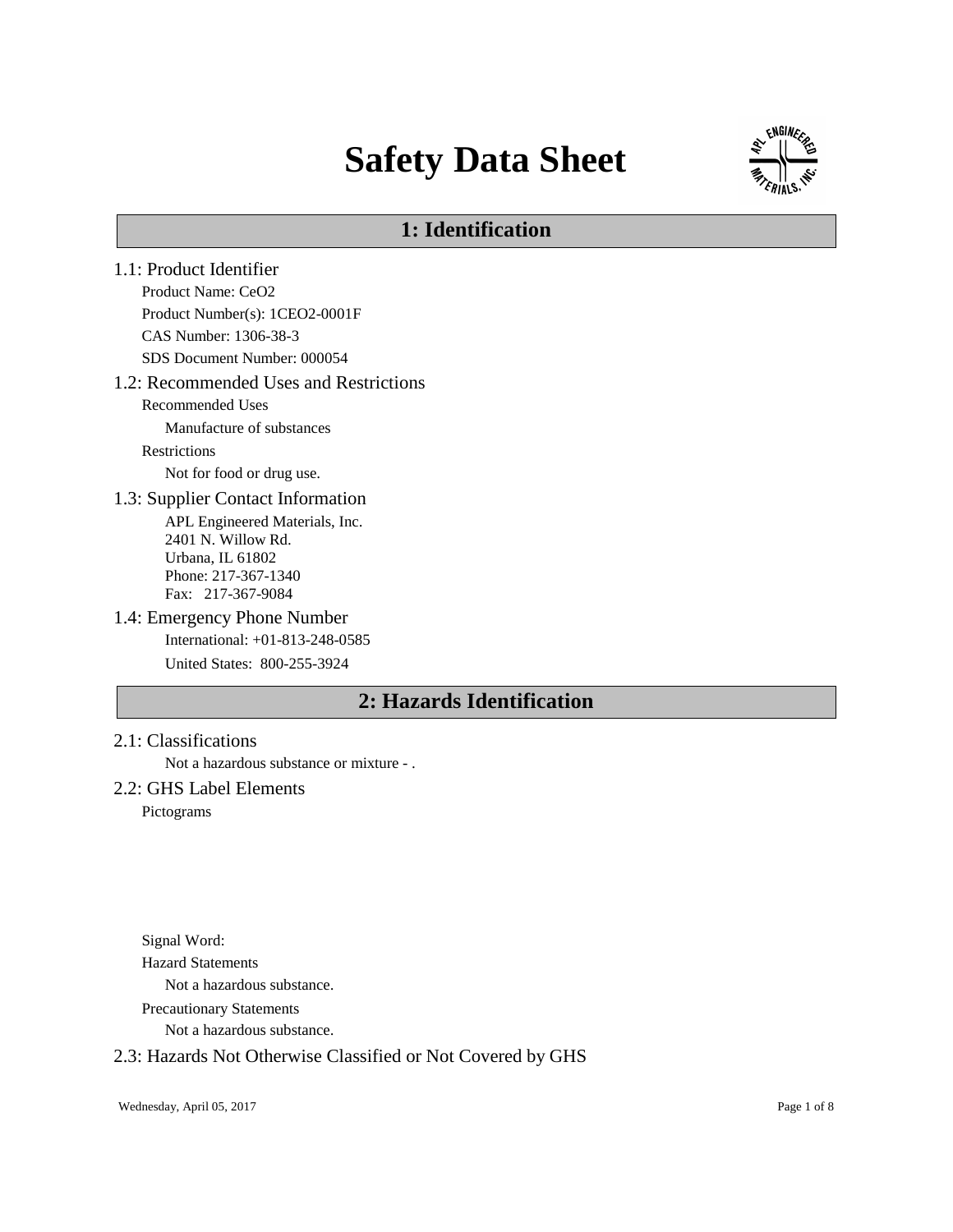# Safety Data Sheet

## 1: Identification

### 1.1: Product Identifier

Product Name: $CeO_2$

Product Number(s): 1CEO2-0001F

CAS Number: 1306-38-3

SDS Document Number: 000054

### 1.2: Recommended Uses and Restrictions

Recommended Uses

Manufacture of substances

Restrictions

Not for food or drug use.

### 1.3: Supplier Contact Information

APL Engineered Materials, Inc.
2401 N. Willow Rd.
Urbana, IL 61802
Phone: 217-367-1340
Fax: 217-367-9084

### 1.4: Emergency Phone Number

International: +01-813-248-0585

United States: 800-255-3924

## 2: Hazards Identification

### 2.1: Classifications

Not a hazardous substance or mixture - .

### 2.2: GHS Label Elements

Pictograms

Signal Word:

Hazard Statements

Not a hazardous substance.

Precautionary Statements

Not a hazardous substance.

### 2.3: Hazards Not Otherwise Classified or Not Covered by GHS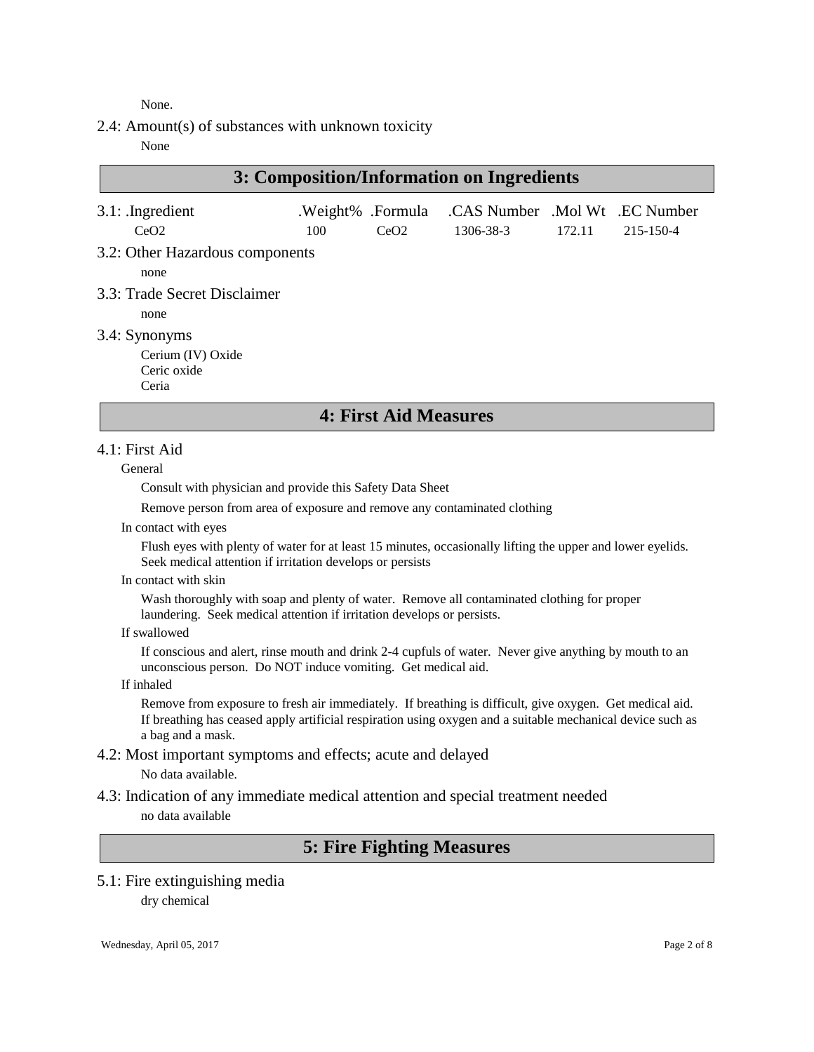None.

2.4: Amount(s) of substances with unknown toxicity

None

## 3: Composition/Information on Ingredients

3.1: 

| .Ingredient | .Weight% | .Formula | .CAS Number | .Mol Wt | .EC Number |
|---|---|---|---|---|---|
| $CeO_2$ | 100 | $CeO_2$ | 1306-38-3 | 172.11 | 215-150-4 |

3.2: Other Hazardous components

none

3.3: Trade Secret Disclaimer

none

3.4: Synonyms

Cerium (IV) Oxide
Ceric oxide
Ceria

## 4: First Aid Measures

4.1: First Aid

General

Consult with physician and provide this Safety Data Sheet

Remove person from area of exposure and remove any contaminated clothing

In contact with eyes

Flush eyes with plenty of water for at least 15 minutes, occasionally lifting the upper and lower eyelids. Seek medical attention if irritation develops or persists

In contact with skin

Wash thoroughly with soap and plenty of water. Remove all contaminated clothing for proper laundering. Seek medical attention if irritation develops or persists.

If swallowed

If conscious and alert, rinse mouth and drink 2-4 cupfuls of water. Never give anything by mouth to an unconscious person. Do NOT induce vomiting. Get medical aid.

If inhaled

Remove from exposure to fresh air immediately. If breathing is difficult, give oxygen. Get medical aid. If breathing has ceased apply artificial respiration using oxygen and a suitable mechanical device such as a bag and a mask.

4.2: Most important symptoms and effects; acute and delayed

No data available.

4.3: Indication of any immediate medical attention and special treatment needed

no data available

## 5: Fire Fighting Measures

5.1: Fire extinguishing media

dry chemical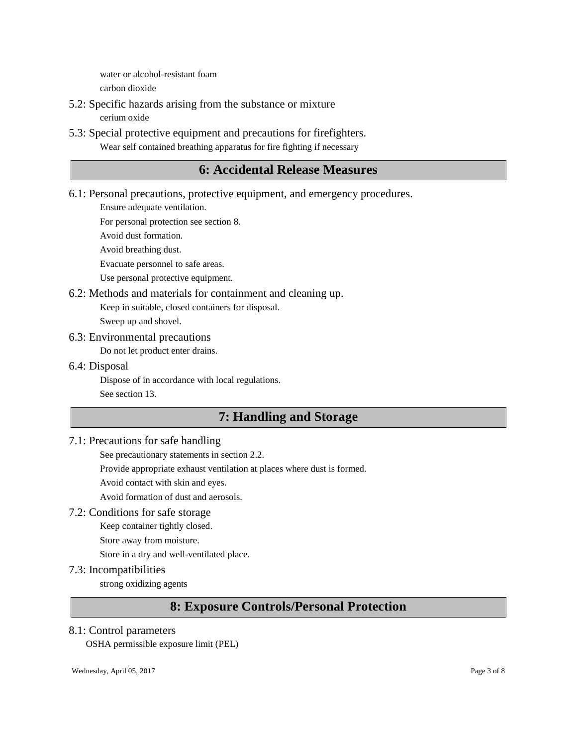water or alcohol-resistant foam

carbon dioxide

5.2: Specific hazards arising from the substance or mixture

cerium oxide

5.3: Special protective equipment and precautions for firefighters.

Wear self contained breathing apparatus for fire fighting if necessary

## 6: Accidental Release Measures

6.1: Personal precautions, protective equipment, and emergency procedures.

Ensure adequate ventilation.

For personal protection see section 8.

Avoid dust formation.

Avoid breathing dust.

Evacuate personnel to safe areas.

Use personal protective equipment.

6.2: Methods and materials for containment and cleaning up.

Keep in suitable, closed containers for disposal.

Sweep up and shovel.

6.3: Environmental precautions

Do not let product enter drains.

6.4: Disposal

Dispose of in accordance with local regulations.

See section 13.

## 7: Handling and Storage

7.1: Precautions for safe handling

See precautionary statements in section 2.2.

Provide appropriate exhaust ventilation at places where dust is formed.

Avoid contact with skin and eyes.

Avoid formation of dust and aerosols.

7.2: Conditions for safe storage

Keep container tightly closed.

Store away from moisture.

Store in a dry and well-ventilated place.

7.3: Incompatibilities

strong oxidizing agents

## 8: Exposure Controls/Personal Protection

8.1: Control parameters

OSHA permissible exposure limit (PEL)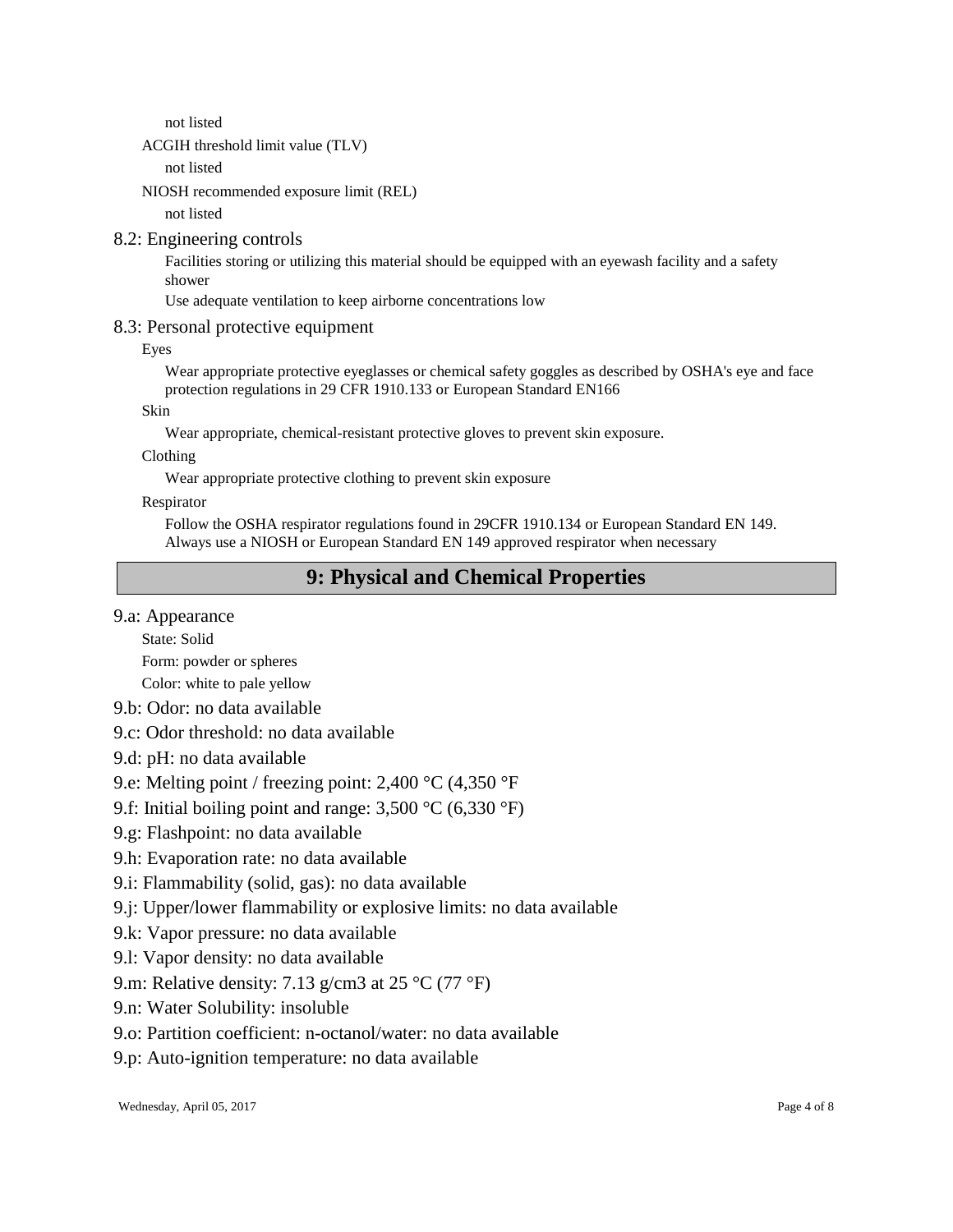not listed

ACGIH threshold limit value (TLV)

not listed

NIOSH recommended exposure limit (REL)

not listed

### 8.2: Engineering controls

Facilities storing or utilizing this material should be equipped with an eyewash facility and a safety shower

Use adequate ventilation to keep airborne concentrations low

### 8.3: Personal protective equipment

Eyes

Wear appropriate protective eyeglasses or chemical safety goggles as described by OSHA's eye and face protection regulations in 29 CFR 1910.133 or European Standard EN166

Skin

Wear appropriate, chemical-resistant protective gloves to prevent skin exposure.

Clothing

Wear appropriate protective clothing to prevent skin exposure

Respirator

Follow the OSHA respirator regulations found in 29CFR 1910.134 or European Standard EN 149. Always use a NIOSH or European Standard EN 149 approved respirator when necessary

## 9: Physical and Chemical Properties

### 9.a: Appearance

State: Solid

Form: powder or spheres

Color: white to pale yellow

9.b: Odor: no data available

9.c: Odor threshold: no data available

9.d: pH: no data available

9.e: Melting point / freezing point: 2,400 °C (4,350 °F

9.f: Initial boiling point and range: 3,500 °C (6,330 °F)

9.g: Flashpoint: no data available

9.h: Evaporation rate: no data available

9.i: Flammability (solid, gas): no data available

9.j: Upper/lower flammability or explosive limits: no data available

9.k: Vapor pressure: no data available

9.l: Vapor density: no data available

9.m: Relative density: 7.13 g/cm3 at 25 °C (77 °F)

9.n: Water Solubility: insoluble

9.o: Partition coefficient: n-octanol/water: no data available

9.p: Auto-ignition temperature: no data available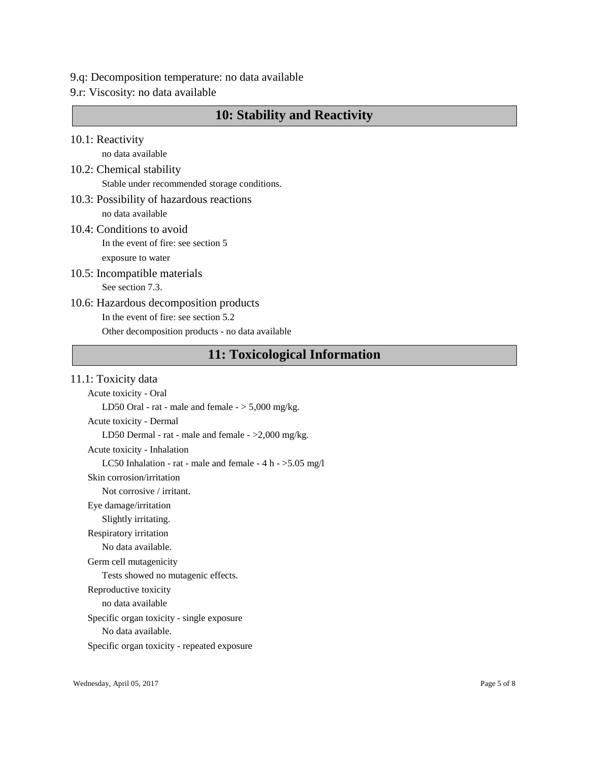9.q: Decomposition temperature: no data available

9.r: Viscosity: no data available

## 10: Stability and Reactivity

### 10.1: Reactivity

no data available

### 10.2: Chemical stability

Stable under recommended storage conditions.

### 10.3: Possibility of hazardous reactions

no data available

### 10.4: Conditions to avoid

In the event of fire: see section 5

exposure to water

### 10.5: Incompatible materials

See section 7.3.

### 10.6: Hazardous decomposition products

In the event of fire: see section 5.2

Other decomposition products - no data available

## 11: Toxicological Information

### 11.1: Toxicity data

Acute toxicity - Oral

LD50 Oral - rat - male and female - > 5,000 mg/kg.

Acute toxicity - Dermal

LD50 Dermal - rat - male and female - >2,000 mg/kg.

Acute toxicity - Inhalation

LC50 Inhalation - rat - male and female - 4 h - >5.05 mg/l

Skin corrosion/irritation

Not corrosive / irritant.

Eye damage/irritation

Slightly irritating.

Respiratory irritation

No data available.

Germ cell mutagenicity

Tests showed no mutagenic effects.

Reproductive toxicity

no data available

Specific organ toxicity - single exposure

No data available.

Specific organ toxicity - repeated exposure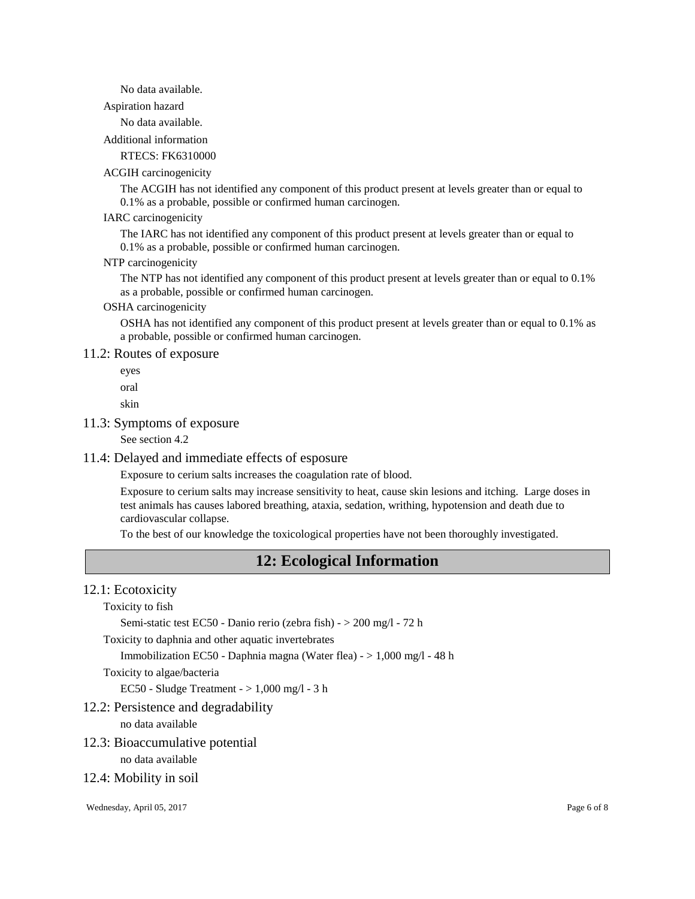No data available.

Aspiration hazard

No data available.

Additional information

RTECS: FK6310000

ACGIH carcinogenicity

The ACGIH has not identified any component of this product present at levels greater than or equal to 0.1% as a probable, possible or confirmed human carcinogen.

IARC carcinogenicity

The IARC has not identified any component of this product present at levels greater than or equal to 0.1% as a probable, possible or confirmed human carcinogen.

NTP carcinogenicity

The NTP has not identified any component of this product present at levels greater than or equal to 0.1% as a probable, possible or confirmed human carcinogen.

OSHA carcinogenicity

OSHA has not identified any component of this product present at levels greater than or equal to 0.1% as a probable, possible or confirmed human carcinogen.

### 11.2: Routes of exposure

eyes

oral

skin

### 11.3: Symptoms of exposure

See section 4.2

### 11.4: Delayed and immediate effects of esposure

Exposure to cerium salts increases the coagulation rate of blood.

Exposure to cerium salts may increase sensitivity to heat, cause skin lesions and itching. Large doses in test animals has causes labored breathing, ataxia, sedation, writhing, hypotension and death due to cardiovascular collapse.

To the best of our knowledge the toxicological properties have not been thoroughly investigated.

## 12: Ecological Information

### 12.1: Ecotoxicity

Toxicity to fish

Semi-static test EC50 - Danio rerio (zebra fish) - > 200 mg/l - 72 h

Toxicity to daphnia and other aquatic invertebrates

Immobilization EC50 - Daphnia magna (Water flea) - > 1,000 mg/l - 48 h

Toxicity to algae/bacteria

EC50 - Sludge Treatment - > 1,000 mg/l - 3 h

### 12.2: Persistence and degradability

no data available

### 12.3: Bioaccumulative potential

no data available

### 12.4: Mobility in soil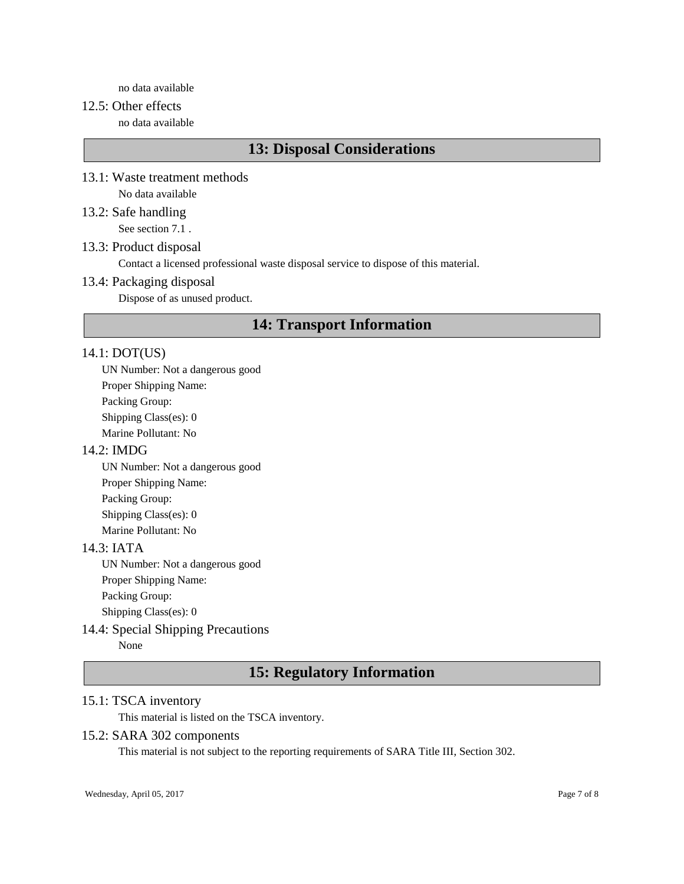no data available

### 12.5: Other effects

no data available

## 13: Disposal Considerations

### 13.1: Waste treatment methods

No data available

### 13.2: Safe handling

See section 7.1 .

### 13.3: Product disposal

Contact a licensed professional waste disposal service to dispose of this material.

### 13.4: Packaging disposal

Dispose of as unused product.

## 14: Transport Information

### 14.1: DOT(US)

UN Number: Not a dangerous good
Proper Shipping Name:
Packing Group:
Shipping Class(es): 0
Marine Pollutant: No

### 14.2: IMDG

UN Number: Not a dangerous good
Proper Shipping Name:
Packing Group:
Shipping Class(es): 0
Marine Pollutant: No

### 14.3: IATA

UN Number: Not a dangerous good
Proper Shipping Name:
Packing Group:
Shipping Class(es): 0

### 14.4: Special Shipping Precautions

None

## 15: Regulatory Information

### 15.1: TSCA inventory

This material is listed on the TSCA inventory.

### 15.2: SARA 302 components

This material is not subject to the reporting requirements of SARA Title III, Section 302.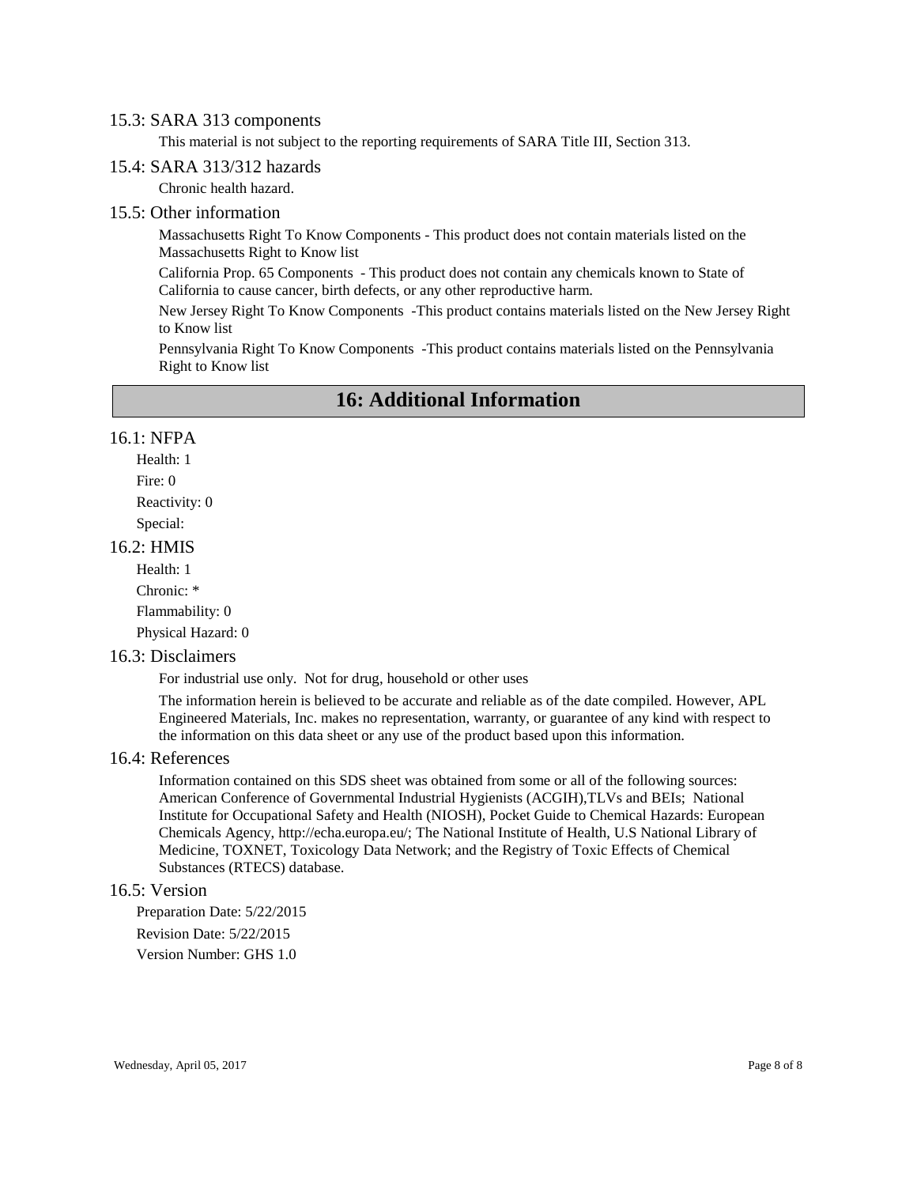### 15.3: SARA 313 components

This material is not subject to the reporting requirements of SARA Title III, Section 313.

### 15.4: SARA 313/312 hazards

Chronic health hazard.

### 15.5: Other information

Massachusetts Right To Know Components - This product does not contain materials listed on the Massachusetts Right to Know list

California Prop. 65 Components - This product does not contain any chemicals known to State of California to cause cancer, birth defects, or any other reproductive harm.

New Jersey Right To Know Components -This product contains materials listed on the New Jersey Right to Know list

Pennsylvania Right To Know Components -This product contains materials listed on the Pennsylvania Right to Know list

## 16: Additional Information

### 16.1: NFPA

Health: 1

Fire: 0

Reactivity: 0

Special:

### 16.2: HMIS

Health: 1

Chronic: *

Flammability: 0

Physical Hazard: 0

### 16.3: Disclaimers

For industrial use only. Not for drug, household or other uses

The information herein is believed to be accurate and reliable as of the date compiled. However, APL Engineered Materials, Inc. makes no representation, warranty, or guarantee of any kind with respect to the information on this data sheet or any use of the product based upon this information.

### 16.4: References

Information contained on this SDS sheet was obtained from some or all of the following sources: American Conference of Governmental Industrial Hygienists (ACGIH),TLVs and BEIs; National Institute for Occupational Safety and Health (NIOSH), Pocket Guide to Chemical Hazards: European Chemicals Agency, http://echa.europa.eu/; The National Institute of Health, U.S National Library of Medicine, TOXNET, Toxicology Data Network; and the Registry of Toxic Effects of Chemical Substances (RTECS) database.

### 16.5: Version

Preparation Date: 5/22/2015

Revision Date: 5/22/2015

Version Number: GHS 1.0